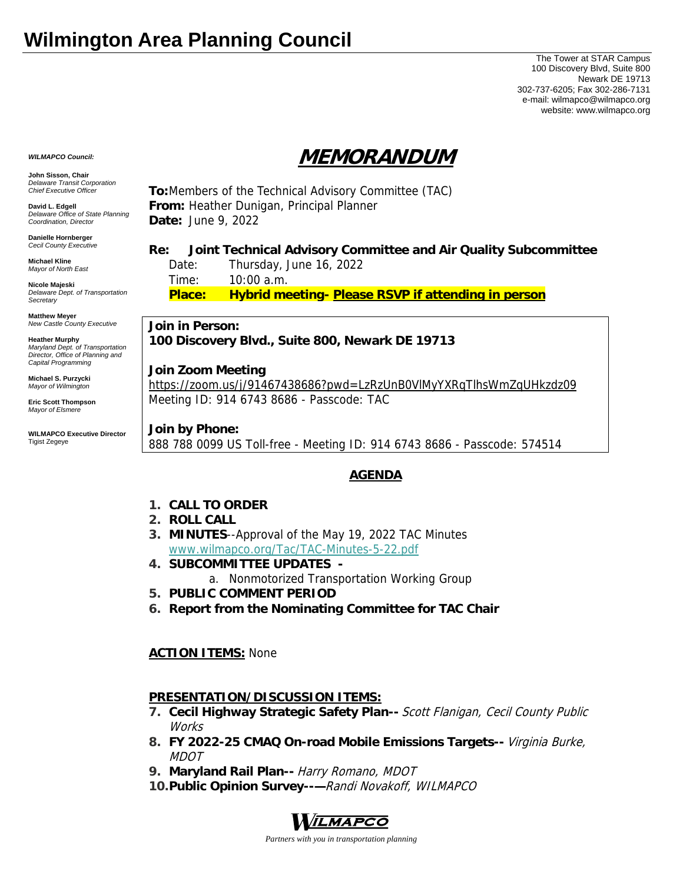# Wilmington Area Planning Council

The Tower at STAR Campus
100 Discovery Blvd, Suite 800
Newark DE 19713
302-737-6205; Fax 302-286-7131
e-mail: wilmapco@wilmapco.org
website: www.wilmapco.org

***WILMAPCO Council:***

**John Sisson, Chair**
*Delaware Transit Corporation Chief Executive Officer*

**David L. Edgell**
*Delaware Office of State Planning Coordination, Director*

**Danielle Hornberger**
*Cecil County Executive*

**Michael Kline**
*Mayor of North East*

**Nicole Majeski**
*Delaware Dept. of Transportation Secretary*

**Matthew Meyer**
*New Castle County Executive*

**Heather Murphy**
*Maryland Dept. of Transportation Director, Office of Planning and Capital Programming*

**Michael S. Purzycki**
*Mayor of Wilmington*

**Eric Scott Thompson**
*Mayor of Elsmere*

**WILMAPCO Executive Director**
Tigist Zegeye

## MEMORANDUM

**To:** Members of the Technical Advisory Committee (TAC)
**From:** Heather Dunigan, Principal Planner
**Date:** June 9, 2022

**Re: Joint Technical Advisory Committee and Air Quality Subcommittee**

Date: Thursday, June 16, 2022
Time: 10:00 a.m.
**Place: Hybrid meeting- Please RSVP if attending in person**

**Join in Person:**
**100 Discovery Blvd., Suite 800, Newark DE 19713**

**Join Zoom Meeting**
https://zoom.us/j/91467438686?pwd=LzRzUnB0VlMyYXRqTlhsWmZqUHkzdz09
Meeting ID: 914 6743 8686 - Passcode: TAC

**Join by Phone:**
888 788 0099 US Toll-free - Meeting ID: 914 6743 8686 - Passcode: 574514

## AGENDA

1. **CALL TO ORDER**
2. **ROLL CALL**
3. **MINUTES**--Approval of the May 19, 2022 TAC Minutes
   www.wilmapco.org/Tac/TAC-Minutes-5-22.pdf
4. **SUBCOMMITTEE UPDATES -**
   a. Nonmotorized Transportation Working Group
5. **PUBLIC COMMENT PERIOD**
6. **Report from the Nominating Committee for TAC Chair**

**ACTION ITEMS:** None

**PRESENTATION/DISCUSSION ITEMS:**

7. **Cecil Highway Strategic Safety Plan--** *Scott Flanigan, Cecil County Public Works*
8. **FY 2022-25 CMAQ On-road Mobile Emissions Targets--** *Virginia Burke, MDOT*
9. **Maryland Rail Plan--** *Harry Romano, MDOT*
10. **Public Opinion Survey---—***Randi Novakoff, WILMAPCO*

**WILMAPCO**
*Partners with you in transportation planning*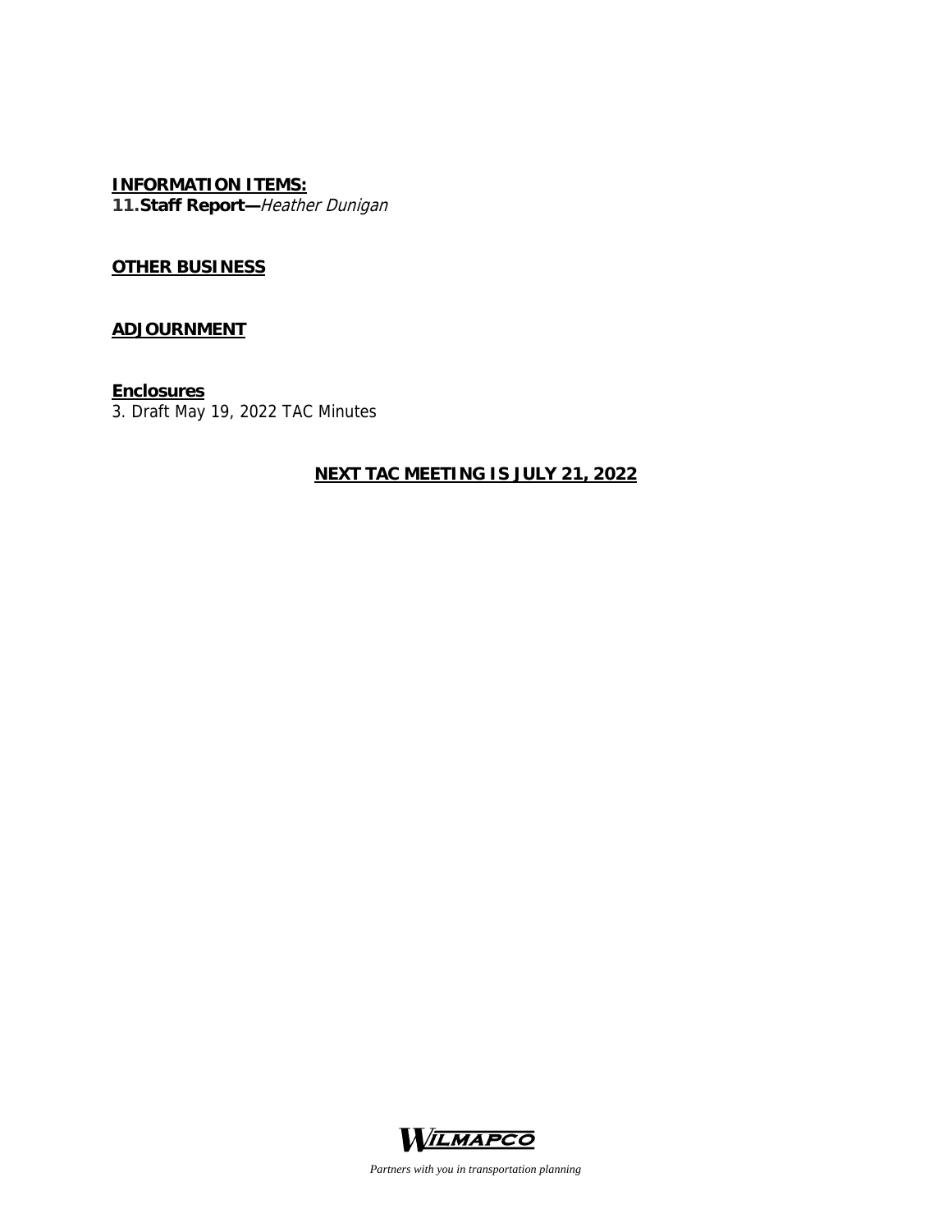**INFORMATION ITEMS:**

**11. Staff Report—** *Heather Dunigan*

**OTHER BUSINESS**

**ADJOURNMENT**

**Enclosures**

3. Draft May 19, 2022 TAC Minutes

**NEXT TAC MEETING IS JULY 21, 2022**

WILMAPCO

*Partners with you in transportation planning*